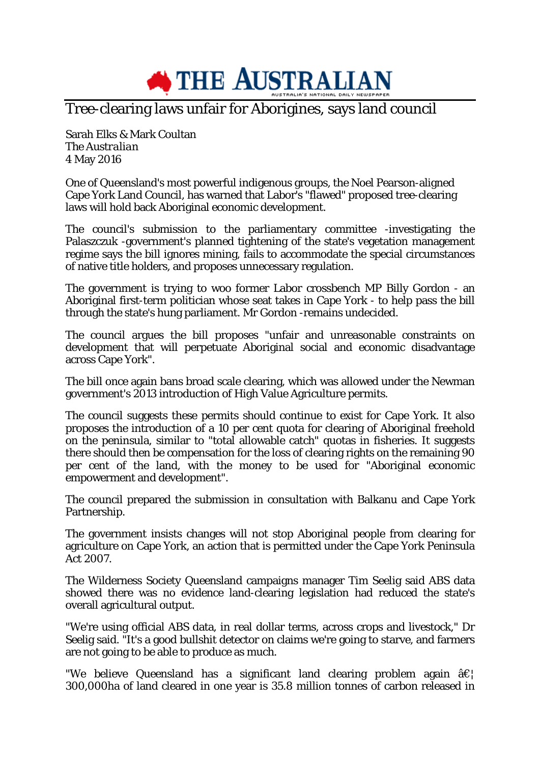# THE AUSTRALIAN

## Tree-clearing laws unfair for Aborigines, says land council

Sarah Elks & Mark Coultan
*The Australian*
4 May 2016

One of Queensland's most powerful indigenous groups, the Noel Pearson-aligned Cape York Land Council, has warned that Labor's "flawed" proposed tree-clearing laws will hold back Aboriginal economic development.

The council's submission to the parliamentary committee -investigating the Palaszczuk -government's planned tightening of the state's vegetation management regime says the bill ignores mining, fails to accommodate the special circumstances of native title holders, and proposes unnecessary regulation.

The government is trying to woo former Labor crossbench MP Billy Gordon - an Aboriginal first-term politician whose seat takes in Cape York - to help pass the bill through the state's hung parliament. Mr Gordon -remains undecided.

The council argues the bill proposes "unfair and unreasonable constraints on development that will perpetuate Aboriginal social and economic disadvantage across Cape York".

The bill once again bans broad scale clearing, which was allowed under the Newman government's 2013 introduction of High Value Agriculture permits.

The council suggests these permits should continue to exist for Cape York. It also proposes the introduction of a 10 per cent quota for clearing of Aboriginal freehold on the peninsula, similar to "total allowable catch" quotas in fisheries. It suggests there should then be compensation for the loss of clearing rights on the remaining 90 per cent of the land, with the money to be used for "Aboriginal economic empowerment and development".

The council prepared the submission in consultation with Balkanu and Cape York Partnership.

The government insists changes will not stop Aboriginal people from clearing for agriculture on Cape York, an action that is permitted under the Cape York Peninsula Act 2007.

The Wilderness Society Queensland campaigns manager Tim Seelig said ABS data showed there was no evidence land-clearing legislation had reduced the state's overall agricultural output.

"We're using official ABS data, in real dollar terms, across crops and livestock," Dr Seelig said. "It's a good bullshit detector on claims we're going to starve, and farmers are not going to be able to produce as much.

"We believe Queensland has a significant land clearing problem again â€¦ 300,000ha of land cleared in one year is 35.8 million tonnes of carbon released in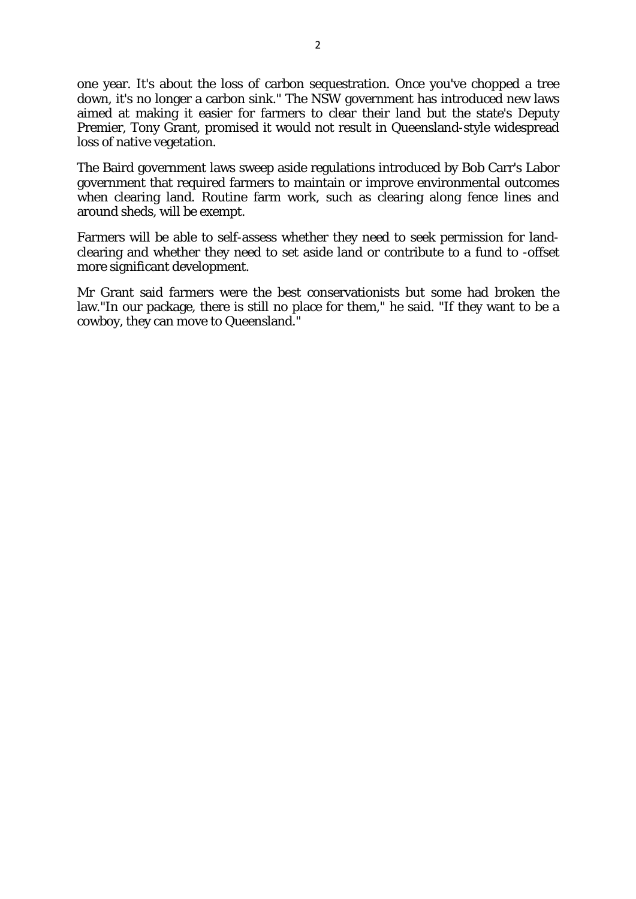one year. It's about the loss of carbon sequestration. Once you've chopped a tree down, it's no longer a carbon sink." The NSW government has introduced new laws aimed at making it easier for farmers to clear their land but the state's Deputy Premier, Tony Grant, promised it would not result in Queensland-style widespread loss of native vegetation.

The Baird government laws sweep aside regulations introduced by Bob Carr's Labor government that required farmers to maintain or improve environmental outcomes when clearing land. Routine farm work, such as clearing along fence lines and around sheds, will be exempt.

Farmers will be able to self-assess whether they need to seek permission for land-clearing and whether they need to set aside land or contribute to a fund to -offset more significant development.

Mr Grant said farmers were the best conservationists but some had broken the law."In our package, there is still no place for them," he said. "If they want to be a cowboy, they can move to Queensland."